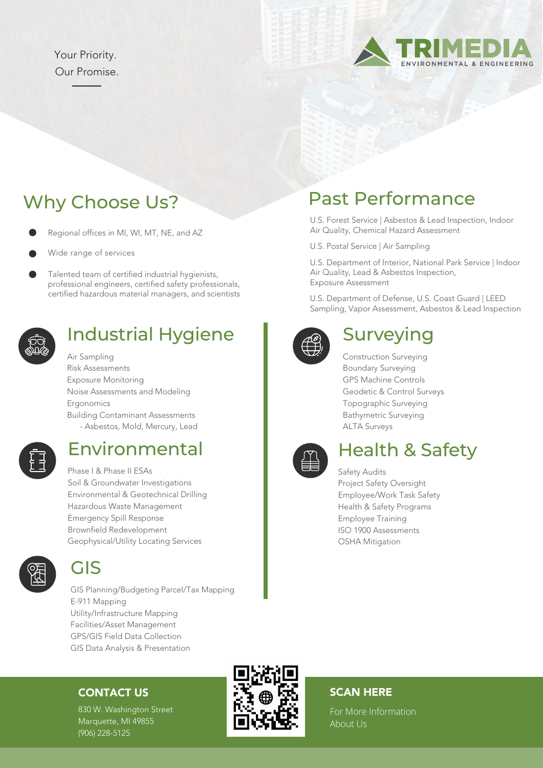Your Priority.
Our Promise.

TRIMEDIA
ENVIRONMENTAL & ENGINEERING

## Why Choose Us?

- Regional offices in MI, WI, MT, NE, and AZ
- Wide range of services
- Talented team of certified industrial hygienists, professional engineers, certified safety professionals, certified hazardous material managers, and scientists

## Industrial Hygiene

Air Sampling
Risk Assessments
Exposure Monitoring
Noise Assessments and Modeling
Ergonomics
Building Contaminant Assessments
- Asbestos, Mold, Mercury, Lead

## Environmental

Phase I & Phase II ESAs
Soil & Groundwater Investigations
Environmental & Geotechnical Drilling
Hazardous Waste Management
Emergency Spill Response
Brownfield Redevelopment
Geophysical/Utility Locating Services

## GIS

GIS Planning/Budgeting Parcel/Tax Mapping
E-911 Mapping
Utility/Infrastructure Mapping
Facilities/Asset Management
GPS/GIS Field Data Collection
GIS Data Analysis & Presentation

## Past Performance

U.S. Forest Service | Asbestos & Lead Inspection, Indoor Air Quality, Chemical Hazard Assessment

U.S. Postal Service | Air Sampling

U.S. Department of Interior, National Park Service | Indoor Air Quality, Lead & Asbestos Inspection, Exposure Assessment

U.S. Department of Defense, U.S. Coast Guard | LEED Sampling, Vapor Assessment, Asbestos & Lead Inspection

## Surveying

Construction Surveying
Boundary Surveying
GPS Machine Controls
Geodetic & Control Surveys
Topographic Surveying
Bathymetric Surveying
ALTA Surveys

## Health & Safety

Safety Audits
Project Safety Oversight
Employee/Work Task Safety
Health & Safety Programs
Employee Training
ISO 1900 Assessments
OSHA Mitigation

**CONTACT US**

830 W. Washington Street
Marquette, MI 49855
(906) 228-5125

**SCAN HERE**

For More Information
About Us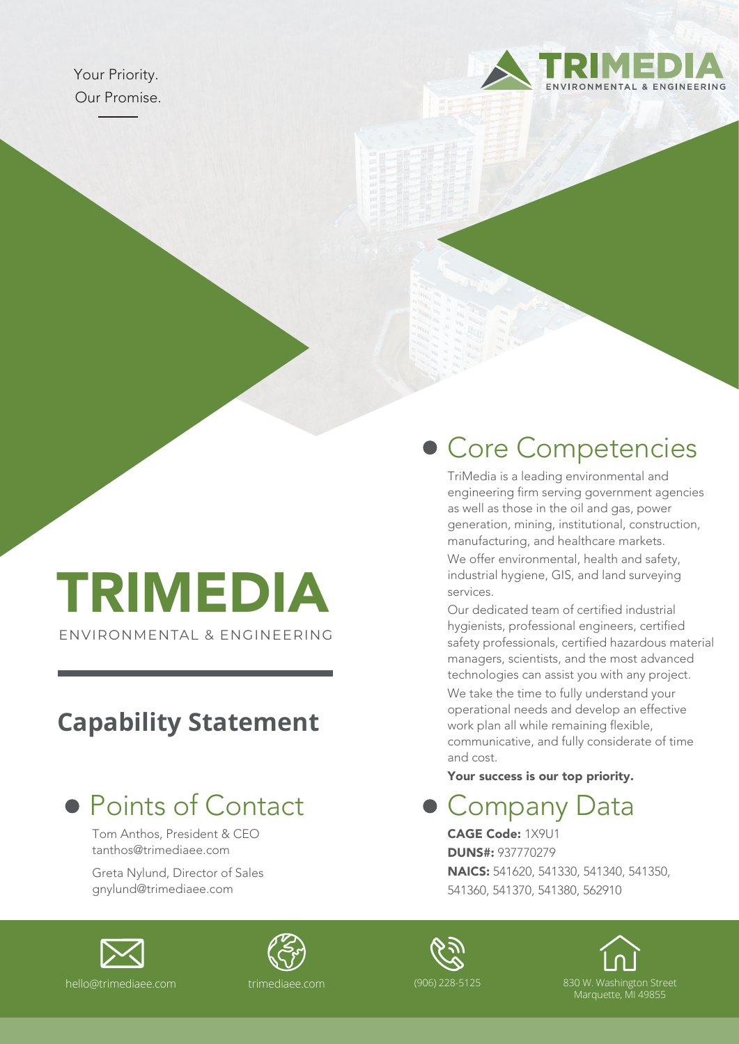Your Priority.
Our Promise.

# TRIMEDIA

ENVIRONMENTAL & ENGINEERING

## Capability Statement

## Points of Contact

Tom Anthos, President & CEO
tanthos@trimediaee.com

Greta Nylund, Director of Sales
gnylund@trimediaee.com

## Core Competencies

TriMedia is a leading environmental and engineering firm serving government agencies as well as those in the oil and gas, power generation, mining, institutional, construction, manufacturing, and healthcare markets.

We offer environmental, health and safety, industrial hygiene, GIS, and land surveying services.

Our dedicated team of certified industrial hygienists, professional engineers, certified safety professionals, certified hazardous material managers, scientists, and the most advanced technologies can assist you with any project.

We take the time to fully understand your operational needs and develop an effective work plan all while remaining flexible, communicative, and fully considerate of time and cost.

**Your success is our top priority.**

## Company Data

**CAGE Code:** 1X9U1
**DUNS#:** 937770279
**NAICS:** 541620, 541330, 541340, 541350, 541360, 541370, 541380, 562910

hello@trimediaee.com

trimediaee.com

(906) 228-5125

830 W. Washington Street
Marquette, MI 49855